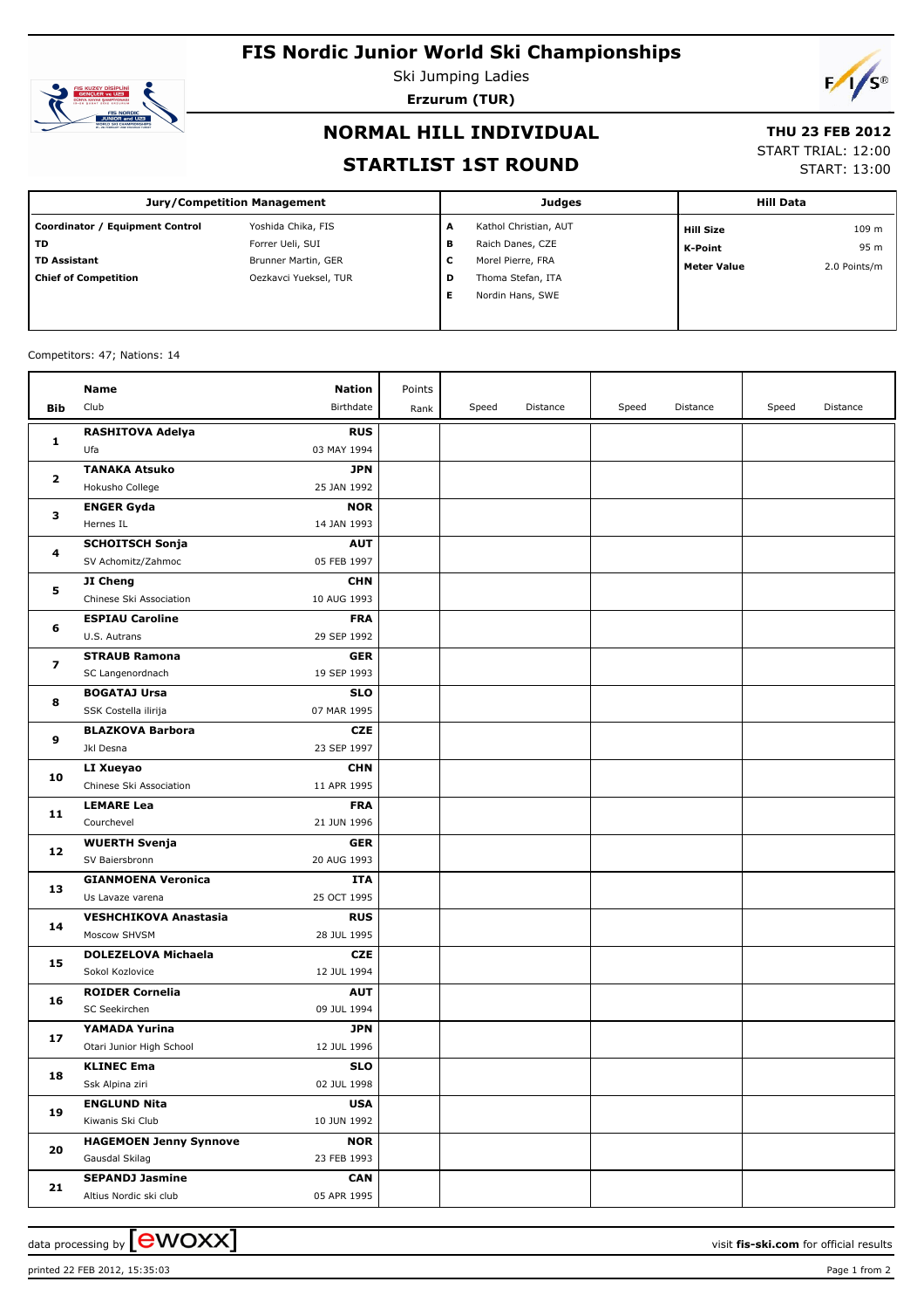# FIS Nordic Junior World Ski Championships

Ski Jumping Ladies

**Erzurum (TUR)**

## NORMAL HILL INDIVIDUAL

## STARTLIST 1ST ROUND

**THU 23 FEB 2012**

START TRIAL: 12:00

START: 13:00

| Jury/Competition Management | | Judges | | Hill Data | |
|---|---|---|---|---|---|
| **Coordinator / Equipment Control** | Yoshida Chika, FIS | **A** | Kathol Christian, AUT | **Hill Size** | 109 m |
| **TD** | Forrer Ueli, SUI | **B** | Raich Danes, CZE | **K-Point** | 95 m |
| **TD Assistant** | Brunner Martin, GER | **C** | Morel Pierre, FRA | **Meter Value** | 2.0 Points/m |
| **Chief of Competition** | Oezkavci Yueksel, TUR | **D** | Thoma Stefan, ITA | | |
| | | **E** | Nordin Hans, SWE | | |

Competitors: 47; Nations: 14

| Bib | Name / Club | Nation / Birthdate | Points / Rank | Speed | Distance | Speed | Distance | Speed | Distance |
|---|---|---|---|---|---|---|---|---|---|
| 1 | **RASHITOVA Adelya** / Ufa | **RUS** / 03 MAY 1994 | | | | | | | |
| 2 | **TANAKA Atsuko** / Hokusho College | **JPN** / 25 JAN 1992 | | | | | | | |
| 3 | **ENGER Gyda** / Hernes IL | **NOR** / 14 JAN 1993 | | | | | | | |
| 4 | **SCHOITSCH Sonja** / SV Achomitz/Zahmoc | **AUT** / 05 FEB 1997 | | | | | | | |
| 5 | **JI Cheng** / Chinese Ski Association | **CHN** / 10 AUG 1993 | | | | | | | |
| 6 | **ESPIAU Caroline** / U.S. Autrans | **FRA** / 29 SEP 1992 | | | | | | | |
| 7 | **STRAUB Ramona** / SC Langenordnach | **GER** / 19 SEP 1993 | | | | | | | |
| 8 | **BOGATAJ Ursa** / SSK Costella ilirija | **SLO** / 07 MAR 1995 | | | | | | | |
| 9 | **BLAZKOVA Barbora** / Jkl Desna | **CZE** / 23 SEP 1997 | | | | | | | |
| 10 | **LI Xueyao** / Chinese Ski Association | **CHN** / 11 APR 1995 | | | | | | | |
| 11 | **LEMARE Lea** / Courchevel | **FRA** / 21 JUN 1996 | | | | | | | |
| 12 | **WUERTH Svenja** / SV Baiersbronn | **GER** / 20 AUG 1993 | | | | | | | |
| 13 | **GIANMOENA Veronica** / Us Lavaze varena | **ITA** / 25 OCT 1995 | | | | | | | |
| 14 | **VESHCHIKOVA Anastasia** / Moscow SHVSM | **RUS** / 28 JUL 1995 | | | | | | | |
| 15 | **DOLEZELOVA Michaela** / Sokol Kozlovice | **CZE** / 12 JUL 1994 | | | | | | | |
| 16 | **ROIDER Cornelia** / SC Seekirchen | **AUT** / 09 JUL 1994 | | | | | | | |
| 17 | **YAMADA Yurina** / Otari Junior High School | **JPN** / 12 JUL 1996 | | | | | | | |
| 18 | **KLINEC Ema** / Ssk Alpina ziri | **SLO** / 02 JUL 1998 | | | | | | | |
| 19 | **ENGLUND Nita** / Kiwanis Ski Club | **USA** / 10 JUN 1992 | | | | | | | |
| 20 | **HAGEMOEN Jenny Synnove** / Gausdal Skilag | **NOR** / 23 FEB 1993 | | | | | | | |
| 21 | **SEPANDJ Jasmine** / Altius Nordic ski club | **CAN** / 05 APR 1995 | | | | | | | |

data processing by ewoxx — visit **fis-ski.com** for official results

printed 22 FEB 2012, 15:35:03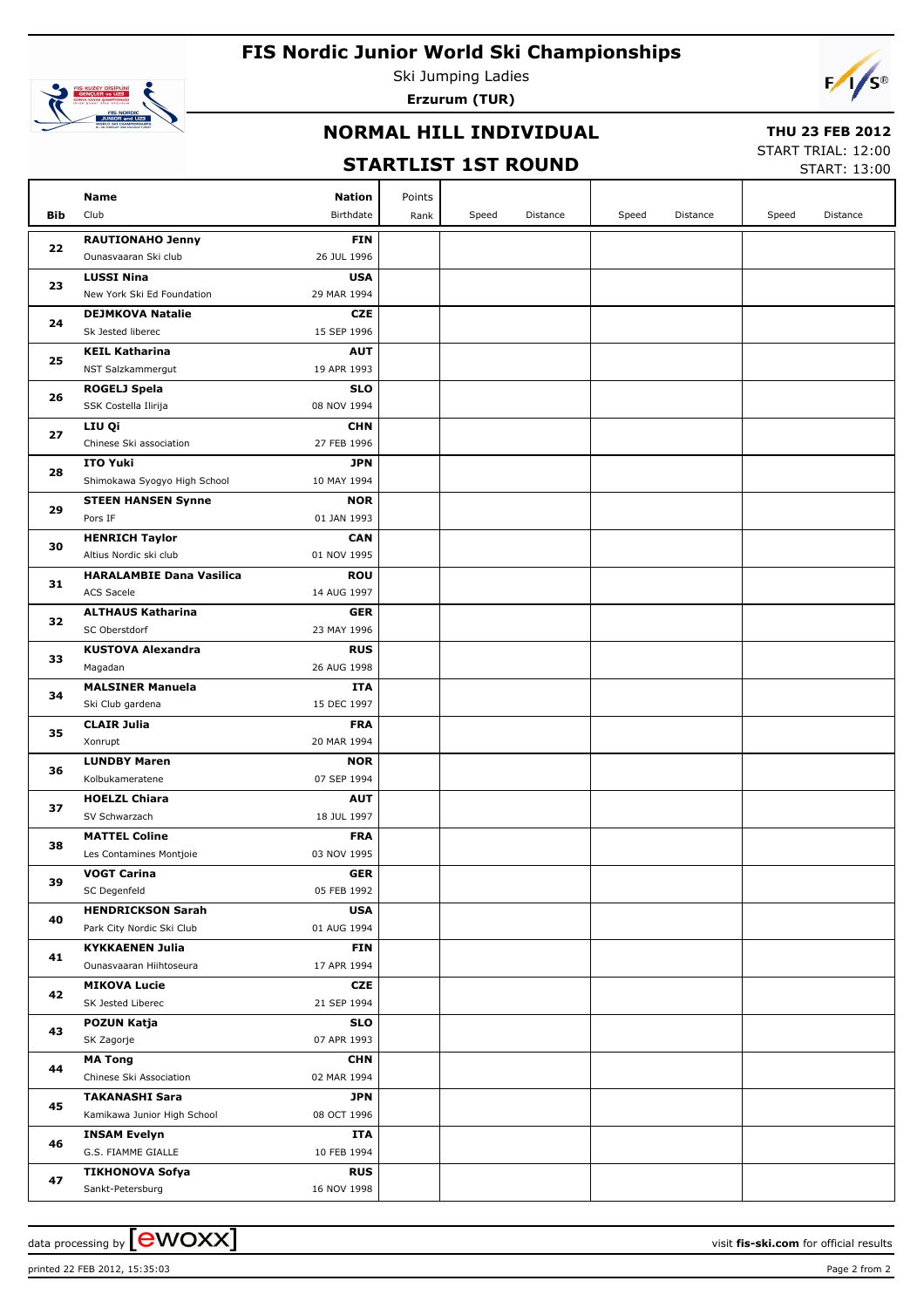# FIS Nordic Junior World Ski Championships

Ski Jumping Ladies

**Erzurum (TUR)**

## NORMAL HILL INDIVIDUAL

## STARTLIST 1ST ROUND

**THU 23 FEB 2012**

START TRIAL: 12:00

START: 13:00

| Bib | Name<br>Club | Nation<br>Birthdate | Points<br>Rank | Speed | Distance | Speed | Distance | Speed | Distance |
|---|---|---|---|---|---|---|---|---|---|
| 22 | **RAUTIONAHO Jenny**<br>Ounasvaaran Ski club | **FIN**<br>26 JUL 1996 | | | | | | | |
| 23 | **LUSSI Nina**<br>New York Ski Ed Foundation | **USA**<br>29 MAR 1994 | | | | | | | |
| 24 | **DEJMKOVA Natalie**<br>Sk Jested liberec | **CZE**<br>15 SEP 1996 | | | | | | | |
| 25 | **KEIL Katharina**<br>NST Salzkammergut | **AUT**<br>19 APR 1993 | | | | | | | |
| 26 | **ROGELJ Spela**<br>SSK Costella Ilirija | **SLO**<br>08 NOV 1994 | | | | | | | |
| 27 | **LIU Qi**<br>Chinese Ski association | **CHN**<br>27 FEB 1996 | | | | | | | |
| 28 | **ITO Yuki**<br>Shimokawa Syogyo High School | **JPN**<br>10 MAY 1994 | | | | | | | |
| 29 | **STEEN HANSEN Synne**<br>Pors IF | **NOR**<br>01 JAN 1993 | | | | | | | |
| 30 | **HENRICH Taylor**<br>Altius Nordic ski club | **CAN**<br>01 NOV 1995 | | | | | | | |
| 31 | **HARALAMBIE Dana Vasilica**<br>ACS Sacele | **ROU**<br>14 AUG 1997 | | | | | | | |
| 32 | **ALTHAUS Katharina**<br>SC Oberstdorf | **GER**<br>23 MAY 1996 | | | | | | | |
| 33 | **KUSTOVA Alexandra**<br>Magadan | **RUS**<br>26 AUG 1998 | | | | | | | |
| 34 | **MALSINER Manuela**<br>Ski Club gardena | **ITA**<br>15 DEC 1997 | | | | | | | |
| 35 | **CLAIR Julia**<br>Xonrupt | **FRA**<br>20 MAR 1994 | | | | | | | |
| 36 | **LUNDBY Maren**<br>Kolbukameratene | **NOR**<br>07 SEP 1994 | | | | | | | |
| 37 | **HOELZL Chiara**<br>SV Schwarzach | **AUT**<br>18 JUL 1997 | | | | | | | |
| 38 | **MATTEL Coline**<br>Les Contamines Montjoie | **FRA**<br>03 NOV 1995 | | | | | | | |
| 39 | **VOGT Carina**<br>SC Degenfeld | **GER**<br>05 FEB 1992 | | | | | | | |
| 40 | **HENDRICKSON Sarah**<br>Park City Nordic Ski Club | **USA**<br>01 AUG 1994 | | | | | | | |
| 41 | **KYKKAENEN Julia**<br>Ounasvaaran Hiihtoseura | **FIN**<br>17 APR 1994 | | | | | | | |
| 42 | **MIKOVA Lucie**<br>SK Jested Liberec | **CZE**<br>21 SEP 1994 | | | | | | | |
| 43 | **POZUN Katja**<br>SK Zagorje | **SLO**<br>07 APR 1993 | | | | | | | |
| 44 | **MA Tong**<br>Chinese Ski Association | **CHN**<br>02 MAR 1994 | | | | | | | |
| 45 | **TAKANASHI Sara**<br>Kamikawa Junior High School | **JPN**<br>08 OCT 1996 | | | | | | | |
| 46 | **INSAM Evelyn**<br>G.S. FIAMME GIALLE | **ITA**<br>10 FEB 1994 | | | | | | | |
| 47 | **TIKHONOVA Sofya**<br>Sankt-Petersburg | **RUS**<br>16 NOV 1998 | | | | | | | |

data processing by ewoxx — visit **fis-ski.com** for official results

printed 22 FEB 2012, 15:35:03